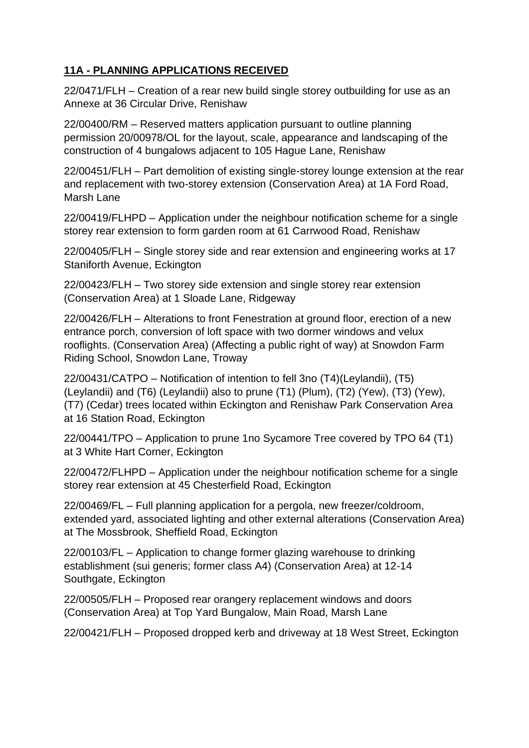## **11A - PLANNING APPLICATIONS RECEIVED**

22/0471/FLH – Creation of a rear new build single storey outbuilding for use as an Annexe at 36 Circular Drive, Renishaw

22/00400/RM – Reserved matters application pursuant to outline planning permission 20/00978/OL for the layout, scale, appearance and landscaping of the construction of 4 bungalows adjacent to 105 Hague Lane, Renishaw

22/00451/FLH – Part demolition of existing single-storey lounge extension at the rear and replacement with two-storey extension (Conservation Area) at 1A Ford Road, Marsh Lane

22/00419/FLHPD – Application under the neighbour notification scheme for a single storey rear extension to form garden room at 61 Carrwood Road, Renishaw

22/00405/FLH – Single storey side and rear extension and engineering works at 17 Staniforth Avenue, Eckington

22/00423/FLH – Two storey side extension and single storey rear extension (Conservation Area) at 1 Sloade Lane, Ridgeway

22/00426/FLH – Alterations to front Fenestration at ground floor, erection of a new entrance porch, conversion of loft space with two dormer windows and velux rooflights. (Conservation Area) (Affecting a public right of way) at Snowdon Farm Riding School, Snowdon Lane, Troway

22/00431/CATPO – Notification of intention to fell 3no (T4)(Leylandii), (T5) (Leylandii) and (T6) (Leylandii) also to prune (T1) (Plum), (T2) (Yew), (T3) (Yew), (T7) (Cedar) trees located within Eckington and Renishaw Park Conservation Area at 16 Station Road, Eckington

22/00441/TPO – Application to prune 1no Sycamore Tree covered by TPO 64 (T1) at 3 White Hart Corner, Eckington

22/00472/FLHPD – Application under the neighbour notification scheme for a single storey rear extension at 45 Chesterfield Road, Eckington

22/00469/FL – Full planning application for a pergola, new freezer/coldroom, extended yard, associated lighting and other external alterations (Conservation Area) at The Mossbrook, Sheffield Road, Eckington

22/00103/FL – Application to change former glazing warehouse to drinking establishment (sui generis; former class A4) (Conservation Area) at 12-14 Southgate, Eckington

22/00505/FLH – Proposed rear orangery replacement windows and doors (Conservation Area) at Top Yard Bungalow, Main Road, Marsh Lane

22/00421/FLH – Proposed dropped kerb and driveway at 18 West Street, Eckington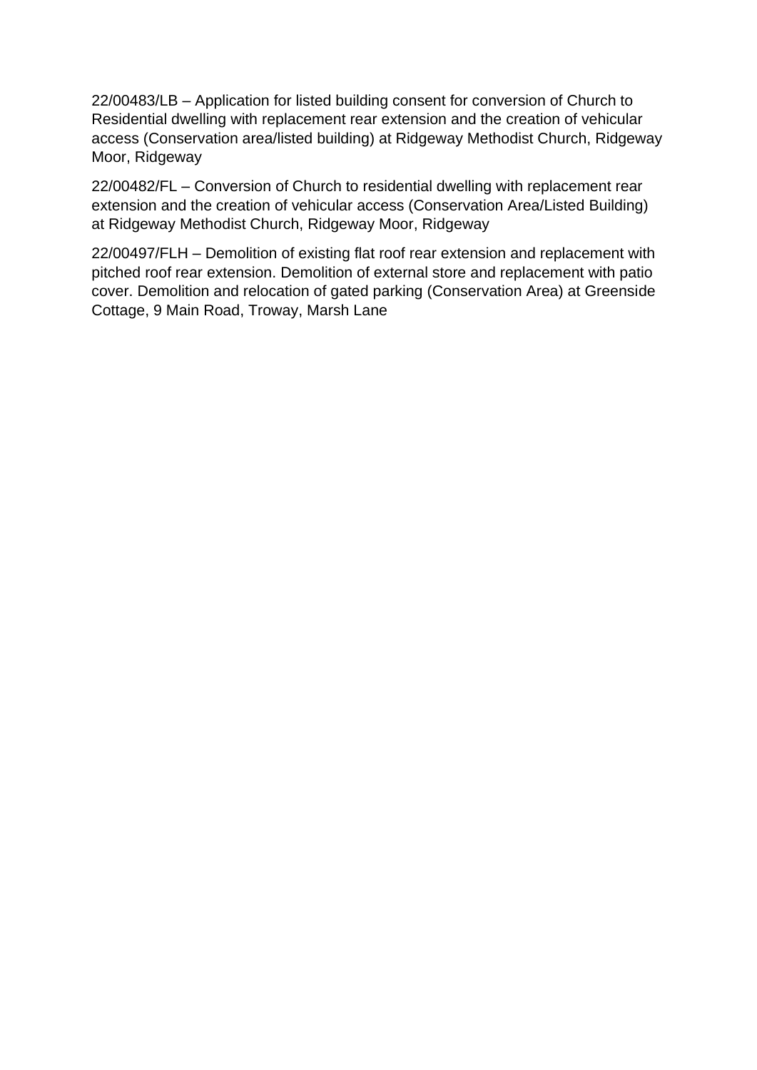22/00483/LB – Application for listed building consent for conversion of Church to Residential dwelling with replacement rear extension and the creation of vehicular access (Conservation area/listed building) at Ridgeway Methodist Church, Ridgeway Moor, Ridgeway

22/00482/FL – Conversion of Church to residential dwelling with replacement rear extension and the creation of vehicular access (Conservation Area/Listed Building) at Ridgeway Methodist Church, Ridgeway Moor, Ridgeway

22/00497/FLH – Demolition of existing flat roof rear extension and replacement with pitched roof rear extension. Demolition of external store and replacement with patio cover. Demolition and relocation of gated parking (Conservation Area) at Greenside Cottage, 9 Main Road, Troway, Marsh Lane